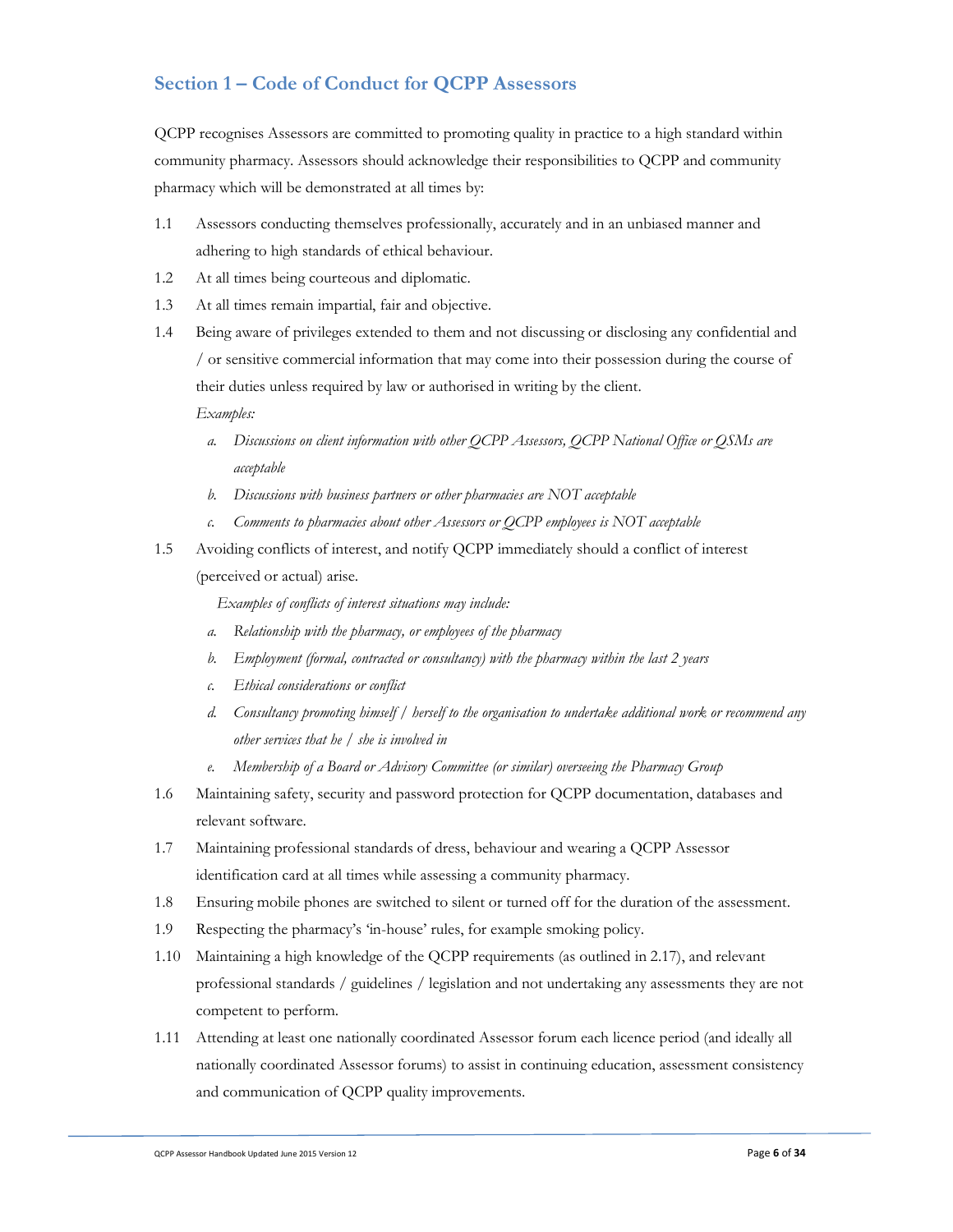## Section 1 – Code of Conduct for QCPP Assessors

QCPP recognises Assessors are committed to promoting quality in practice to a high standard within community pharmacy. Assessors should acknowledge their responsibilities to QCPP and community pharmacy which will be demonstrated at all times by:

1.1 Assessors conducting themselves professionally, accurately and in an unbiased manner and adhering to high standards of ethical behaviour.

1.2 At all times being courteous and diplomatic.

1.3 At all times remain impartial, fair and objective.

1.4 Being aware of privileges extended to them and not discussing or disclosing any confidential and / or sensitive commercial information that may come into their possession during the course of their duties unless required by law or authorised in writing by the client.

*Examples:*

- *a. Discussions on client information with other QCPP Assessors, QCPP National Office or QSMs are acceptable*
- *b. Discussions with business partners or other pharmacies are NOT acceptable*
- *c. Comments to pharmacies about other Assessors or QCPP employees is NOT acceptable*

1.5 Avoiding conflicts of interest, and notify QCPP immediately should a conflict of interest (perceived or actual) arise.

*Examples of conflicts of interest situations may include:*

- *a. Relationship with the pharmacy, or employees of the pharmacy*
- *b. Employment (formal, contracted or consultancy) with the pharmacy within the last 2 years*
- *c. Ethical considerations or conflict*
- *d. Consultancy promoting himself / herself to the organisation to undertake additional work or recommend any other services that he / she is involved in*
- *e. Membership of a Board or Advisory Committee (or similar) overseeing the Pharmacy Group*

1.6 Maintaining safety, security and password protection for QCPP documentation, databases and relevant software.

1.7 Maintaining professional standards of dress, behaviour and wearing a QCPP Assessor identification card at all times while assessing a community pharmacy.

1.8 Ensuring mobile phones are switched to silent or turned off for the duration of the assessment.

1.9 Respecting the pharmacy's 'in-house' rules, for example smoking policy.

1.10 Maintaining a high knowledge of the QCPP requirements (as outlined in 2.17), and relevant professional standards / guidelines / legislation and not undertaking any assessments they are not competent to perform.

1.11 Attending at least one nationally coordinated Assessor forum each licence period (and ideally all nationally coordinated Assessor forums) to assist in continuing education, assessment consistency and communication of QCPP quality improvements.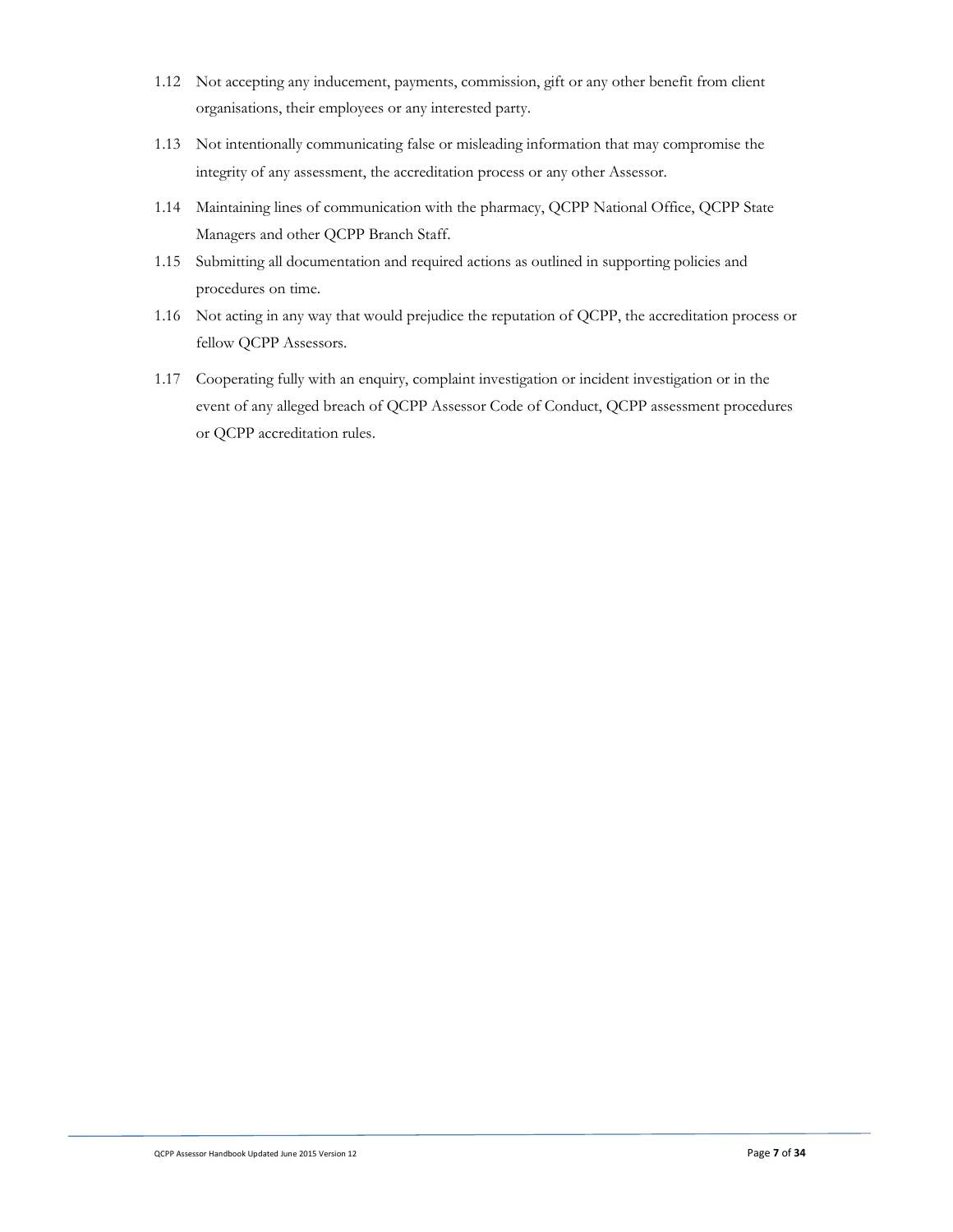1.12 Not accepting any inducement, payments, commission, gift or any other benefit from client organisations, their employees or any interested party.

1.13 Not intentionally communicating false or misleading information that may compromise the integrity of any assessment, the accreditation process or any other Assessor.

1.14 Maintaining lines of communication with the pharmacy, QCPP National Office, QCPP State Managers and other QCPP Branch Staff.

1.15 Submitting all documentation and required actions as outlined in supporting policies and procedures on time.

1.16 Not acting in any way that would prejudice the reputation of QCPP, the accreditation process or fellow QCPP Assessors.

1.17 Cooperating fully with an enquiry, complaint investigation or incident investigation or in the event of any alleged breach of QCPP Assessor Code of Conduct, QCPP assessment procedures or QCPP accreditation rules.